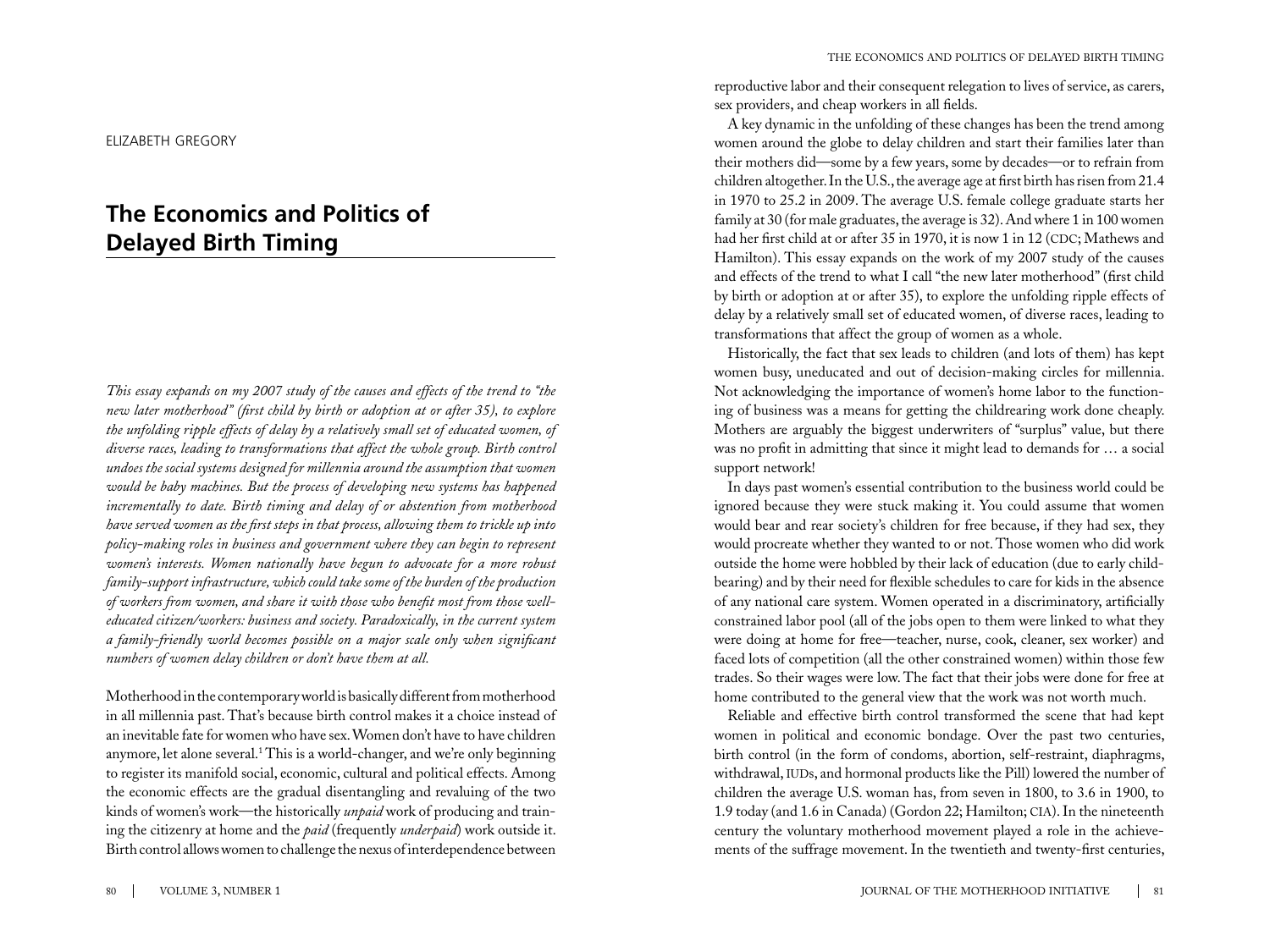ELIZABETH GREGORY

# The Economics and Politics of Delayed Birth Timing

*This essay expands on my 2007 study of the causes and effects of the trend to "the new later motherhood" (first child by birth or adoption at or after 35), to explore the unfolding ripple effects of delay by a relatively small set of educated women, of diverse races, leading to transformations that affect the whole group. Birth control undoes the social systems designed for millennia around the assumption that women would be baby machines. But the process of developing new systems has happened incrementally to date. Birth timing and delay of or abstention from motherhood have served women as the first steps in that process, allowing them to trickle up into policy-making roles in business and government where they can begin to represent women's interests. Women nationally have begun to advocate for a more robust family-support infrastructure, which could take some of the burden of the production of workers from women, and share it with those who benefit most from those well-educated citizen/workers: business and society. Paradoxically, in the current system a family-friendly world becomes possible on a major scale only when significant numbers of women delay children or don't have them at all.*

Motherhood in the contemporary world is basically different from motherhood in all millennia past. That's because birth control makes it a choice instead of an inevitable fate for women who have sex. Women don't have to have children anymore, let alone several.[1] This is a world-changer, and we're only beginning to register its manifold social, economic, cultural and political effects. Among the economic effects are the gradual disentangling and revaluing of the two kinds of women's work—the historically *unpaid* work of producing and training the citizenry at home and the *paid* (frequently *underpaid*) work outside it. Birth control allows women to challenge the nexus of interdependence between reproductive labor and their consequent relegation to lives of service, as carers, sex providers, and cheap workers in all fields.

A key dynamic in the unfolding of these changes has been the trend among women around the globe to delay children and start their families later than their mothers did—some by a few years, some by decades—or to refrain from children altogether. In the U.S., the average age at first birth has risen from 21.4 in 1970 to 25.2 in 2009. The average U.S. female college graduate starts her family at 30 (for male graduates, the average is 32). And where 1 in 100 women had her first child at or after 35 in 1970, it is now 1 in 12 (CDC; Mathews and Hamilton). This essay expands on the work of my 2007 study of the causes and effects of the trend to what I call "the new later motherhood" (first child by birth or adoption at or after 35), to explore the unfolding ripple effects of delay by a relatively small set of educated women, of diverse races, leading to transformations that affect the group of women as a whole.

Historically, the fact that sex leads to children (and lots of them) has kept women busy, uneducated and out of decision-making circles for millennia. Not acknowledging the importance of women's home labor to the functioning of business was a means for getting the childrearing work done cheaply. Mothers are arguably the biggest underwriters of "surplus" value, but there was no profit in admitting that since it might lead to demands for … a social support network!

In days past women's essential contribution to the business world could be ignored because they were stuck making it. You could assume that women would bear and rear society's children for free because, if they had sex, they would procreate whether they wanted to or not. Those women who did work outside the home were hobbled by their lack of education (due to early childbearing) and by their need for flexible schedules to care for kids in the absence of any national care system. Women operated in a discriminatory, artificially constrained labor pool (all of the jobs open to them were linked to what they were doing at home for free—teacher, nurse, cook, cleaner, sex worker) and faced lots of competition (all the other constrained women) within those few trades. So their wages were low. The fact that their jobs were done for free at home contributed to the general view that the work was not worth much.

Reliable and effective birth control transformed the scene that had kept women in political and economic bondage. Over the past two centuries, birth control (in the form of condoms, abortion, self-restraint, diaphragms, withdrawal, IUDs, and hormonal products like the Pill) lowered the number of children the average U.S. woman has, from seven in 1800, to 3.6 in 1900, to 1.9 today (and 1.6 in Canada) (Gordon 22; Hamilton; CIA). In the nineteenth century the voluntary motherhood movement played a role in the achievements of the suffrage movement. In the twentieth and twenty-first centuries,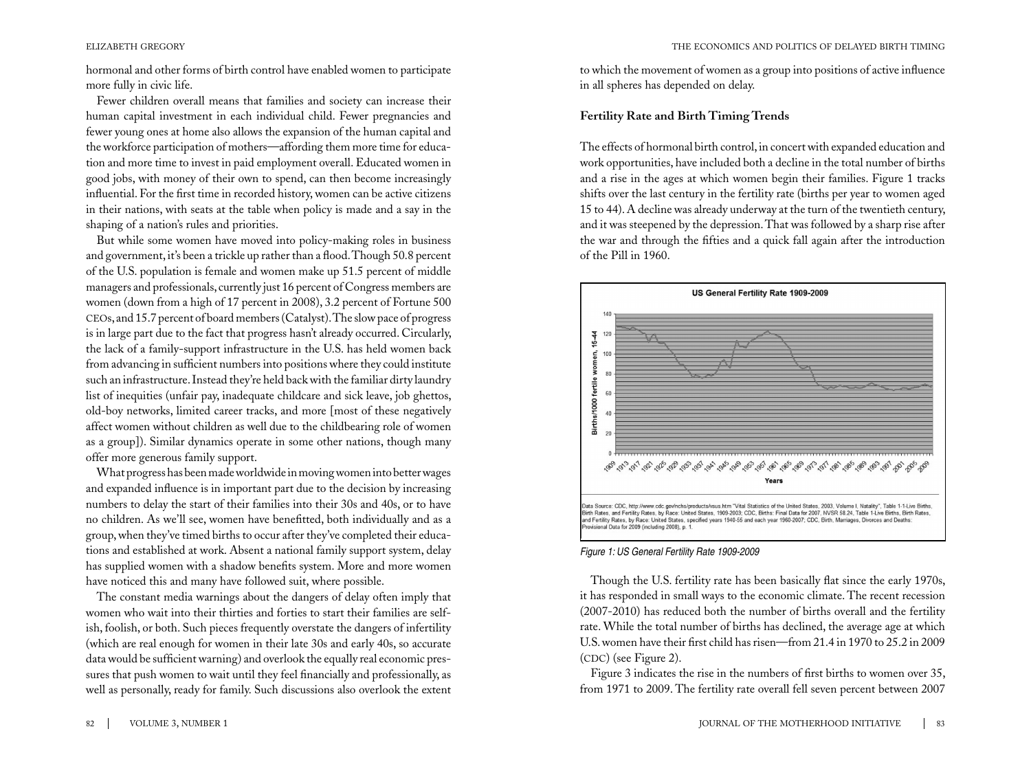hormonal and other forms of birth control have enabled women to participate more fully in civic life.

Fewer children overall means that families and society can increase their human capital investment in each individual child. Fewer pregnancies and fewer young ones at home also allows the expansion of the human capital and the workforce participation of mothers—affording them more time for education and more time to invest in paid employment overall. Educated women in good jobs, with money of their own to spend, can then become increasingly influential. For the first time in recorded history, women can be active citizens in their nations, with seats at the table when policy is made and a say in the shaping of a nation's rules and priorities.

But while some women have moved into policy-making roles in business and government, it's been a trickle up rather than a flood. Though 50.8 percent of the U.S. population is female and women make up 51.5 percent of middle managers and professionals, currently just 16 percent of Congress members are women (down from a high of 17 percent in 2008), 3.2 percent of Fortune 500 CEOs, and 15.7 percent of board members (Catalyst). The slow pace of progress is in large part due to the fact that progress hasn't already occurred. Circularly, the lack of a family-support infrastructure in the U.S. has held women back from advancing in sufficient numbers into positions where they could institute such an infrastructure. Instead they're held back with the familiar dirty laundry list of inequities (unfair pay, inadequate childcare and sick leave, job ghettos, old-boy networks, limited career tracks, and more [most of these negatively affect women without children as well due to the childbearing role of women as a group]). Similar dynamics operate in some other nations, though many offer more generous family support.

What progress has been made worldwide in moving women into better wages and expanded influence is in important part due to the decision by increasing numbers to delay the start of their families into their 30s and 40s, or to have no children. As we'll see, women have benefitted, both individually and as a group, when they've timed births to occur after they've completed their educations and established at work. Absent a national family support system, delay has supplied women with a shadow benefits system. More and more women have noticed this and many have followed suit, where possible.

The constant media warnings about the dangers of delay often imply that women who wait into their thirties and forties to start their families are selfish, foolish, or both. Such pieces frequently overstate the dangers of infertility (which are real enough for women in their late 30s and early 40s, so accurate data would be sufficient warning) and overlook the equally real economic pressures that push women to wait until they feel financially and professionally, as well as personally, ready for family. Such discussions also overlook the extent to which the movement of women as a group into positions of active influence in all spheres has depended on delay.

## Fertility Rate and Birth Timing Trends

The effects of hormonal birth control, in concert with expanded education and work opportunities, have included both a decline in the total number of births and a rise in the ages at which women begin their families. Figure 1 tracks shifts over the last century in the fertility rate (births per year to women aged 15 to 44). A decline was already underway at the turn of the twentieth century, and it was steepened by the depression. That was followed by a sharp rise after the war and through the fifties and a quick fall again after the introduction of the Pill in 1960.

Data Source: CDC, http://www.cdc.gov/nchs/products/vsus.htm "Vital Statistics of the United States, 2003, Volume I, Natality", Table 1-1-Live Births, Birth Rates, and Fertility Rates, by Race: United States, 1909-2003; CDC, Births: Final Data for 2007, NVSR 58.24, Table 1-Live Births, Birth Rates, and Fertility Rates, by Race: United States, specified years 1940-55 and each year 1960-2007; CDC, Birth, Marriages, Divorces and Deaths: Provisional Data for 2009 (including 2008), p. 1.

*Figure 1: US General Fertility Rate 1909-2009*

Though the U.S. fertility rate has been basically flat since the early 1970s, it has responded in small ways to the economic climate. The recent recession (2007-2010) has reduced both the number of births overall and the fertility rate. While the total number of births has declined, the average age at which U.S. women have their first child has risen—from 21.4 in 1970 to 25.2 in 2009 (CDC) (see Figure 2).

Figure 3 indicates the rise in the numbers of first births to women over 35, from 1971 to 2009. The fertility rate overall fell seven percent between 2007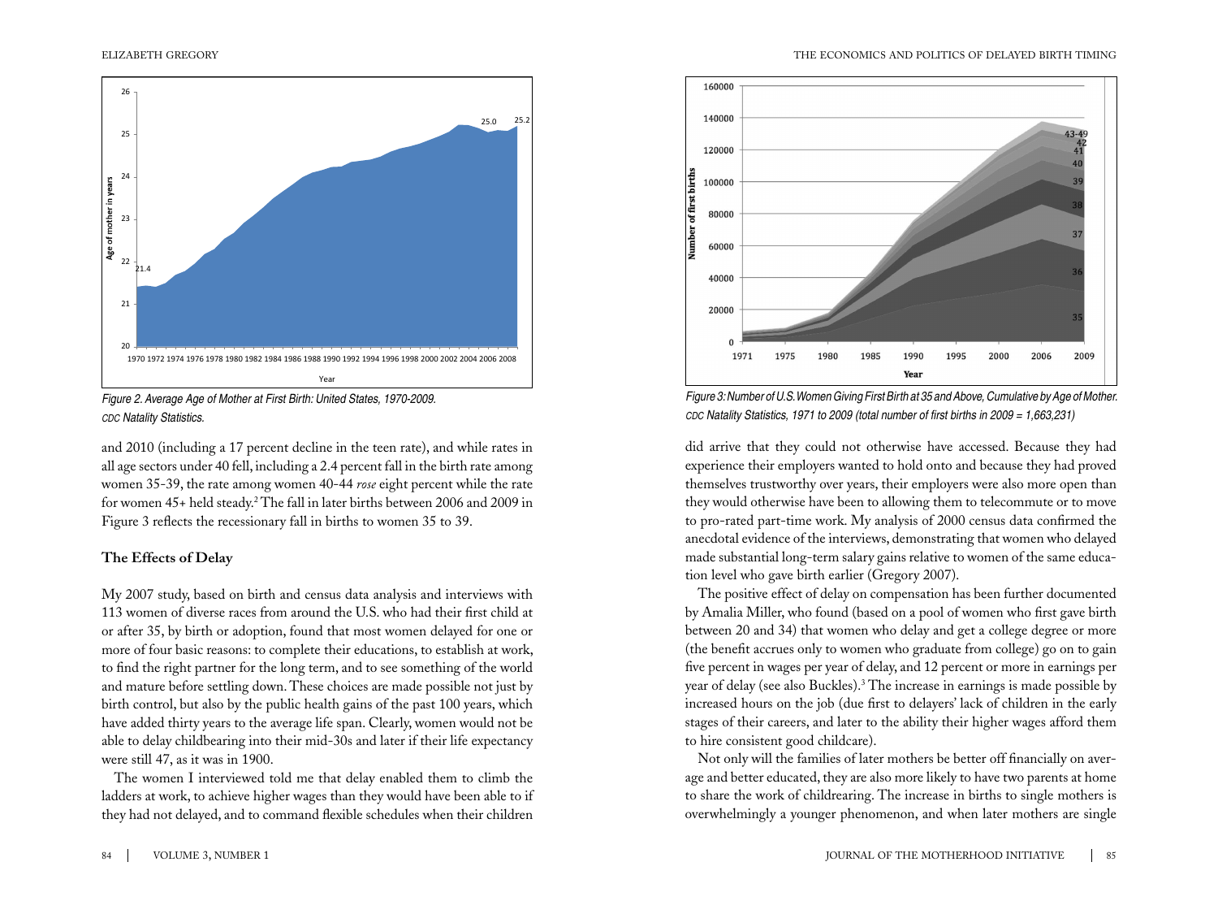Figure 2. Average Age of Mother at First Birth: United States, 1970-2009. CDC Natality Statistics.

and 2010 (including a 17 percent decline in the teen rate), and while rates in all age sectors under 40 fell, including a 2.4 percent fall in the birth rate among women 35-39, the rate among women 40-44 *rose* eight percent while the rate for women 45+ held steady.[2] The fall in later births between 2006 and 2009 in Figure 3 reflects the recessionary fall in births to women 35 to 39.

### The Effects of Delay

My 2007 study, based on birth and census data analysis and interviews with 113 women of diverse races from around the U.S. who had their first child at or after 35, by birth or adoption, found that most women delayed for one or more of four basic reasons: to complete their educations, to establish at work, to find the right partner for the long term, and to see something of the world and mature before settling down. These choices are made possible not just by birth control, but also by the public health gains of the past 100 years, which have added thirty years to the average life span. Clearly, women would not be able to delay childbearing into their mid-30s and later if their life expectancy were still 47, as it was in 1900.

The women I interviewed told me that delay enabled them to climb the ladders at work, to achieve higher wages than they would have been able to if they had not delayed, and to command flexible schedules when their children did arrive that they could not otherwise have accessed. Because they had experience their employers wanted to hold onto and because they had proved themselves trustworthy over years, their employers were also more open than they would otherwise have been to allowing them to telecommute or to move to pro-rated part-time work. My analysis of 2000 census data confirmed the anecdotal evidence of the interviews, demonstrating that women who delayed made substantial long-term salary gains relative to women of the same education level who gave birth earlier (Gregory 2007).

Figure 3: Number of U.S. Women Giving First Birth at 35 and Above, Cumulative by Age of Mother. CDC Natality Statistics, 1971 to 2009 (total number of first births in 2009 = 1,663,231)

The positive effect of delay on compensation has been further documented by Amalia Miller, who found (based on a pool of women who first gave birth between 20 and 34) that women who delay and get a college degree or more (the benefit accrues only to women who graduate from college) go on to gain five percent in wages per year of delay, and 12 percent or more in earnings per year of delay (see also Buckles).[3] The increase in earnings is made possible by increased hours on the job (due first to delayers' lack of children in the early stages of their careers, and later to the ability their higher wages afford them to hire consistent good childcare).

Not only will the families of later mothers be better off financially on average and better educated, they are also more likely to have two parents at home to share the work of childrearing. The increase in births to single mothers is overwhelmingly a younger phenomenon, and when later mothers are single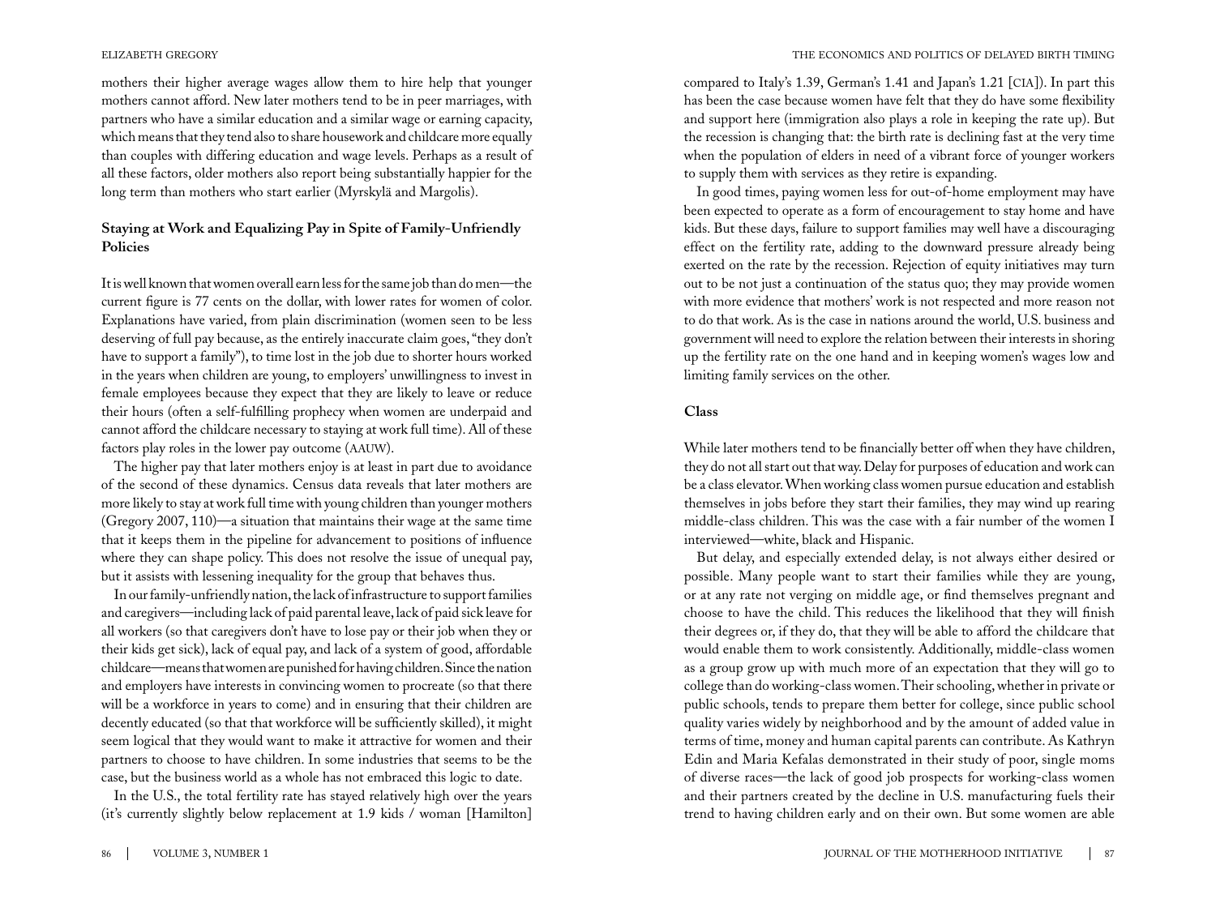mothers their higher average wages allow them to hire help that younger mothers cannot afford. New later mothers tend to be in peer marriages, with partners who have a similar education and a similar wage or earning capacity, which means that they tend also to share housework and childcare more equally than couples with differing education and wage levels. Perhaps as a result of all these factors, older mothers also report being substantially happier for the long term than mothers who start earlier (Myrskylä and Margolis).

### Staying at Work and Equalizing Pay in Spite of Family-Unfriendly Policies

It is well known that women overall earn less for the same job than do men—the current figure is 77 cents on the dollar, with lower rates for women of color. Explanations have varied, from plain discrimination (women seen to be less deserving of full pay because, as the entirely inaccurate claim goes, "they don't have to support a family"), to time lost in the job due to shorter hours worked in the years when children are young, to employers' unwillingness to invest in female employees because they expect that they are likely to leave or reduce their hours (often a self-fulfilling prophecy when women are underpaid and cannot afford the childcare necessary to staying at work full time). All of these factors play roles in the lower pay outcome (AAUW).

The higher pay that later mothers enjoy is at least in part due to avoidance of the second of these dynamics. Census data reveals that later mothers are more likely to stay at work full time with young children than younger mothers (Gregory 2007, 110)—a situation that maintains their wage at the same time that it keeps them in the pipeline for advancement to positions of influence where they can shape policy. This does not resolve the issue of unequal pay, but it assists with lessening inequality for the group that behaves thus.

In our family-unfriendly nation, the lack of infrastructure to support families and caregivers—including lack of paid parental leave, lack of paid sick leave for all workers (so that caregivers don't have to lose pay or their job when they or their kids get sick), lack of equal pay, and lack of a system of good, affordable childcare—means that women are punished for having children. Since the nation and employers have interests in convincing women to procreate (so that there will be a workforce in years to come) and in ensuring that their children are decently educated (so that that workforce will be sufficiently skilled), it might seem logical that they would want to make it attractive for women and their partners to choose to have children. In some industries that seems to be the case, but the business world as a whole has not embraced this logic to date.

In the U.S., the total fertility rate has stayed relatively high over the years (it's currently slightly below replacement at 1.9 kids / woman [Hamilton] compared to Italy's 1.39, German's 1.41 and Japan's 1.21 [CIA]). In part this has been the case because women have felt that they do have some flexibility and support here (immigration also plays a role in keeping the rate up). But the recession is changing that: the birth rate is declining fast at the very time when the population of elders in need of a vibrant force of younger workers to supply them with services as they retire is expanding.

In good times, paying women less for out-of-home employment may have been expected to operate as a form of encouragement to stay home and have kids. But these days, failure to support families may well have a discouraging effect on the fertility rate, adding to the downward pressure already being exerted on the rate by the recession. Rejection of equity initiatives may turn out to be not just a continuation of the status quo; they may provide women with more evidence that mothers' work is not respected and more reason not to do that work. As is the case in nations around the world, U.S. business and government will need to explore the relation between their interests in shoring up the fertility rate on the one hand and in keeping women's wages low and limiting family services on the other.

### Class

While later mothers tend to be financially better off when they have children, they do not all start out that way. Delay for purposes of education and work can be a class elevator. When working class women pursue education and establish themselves in jobs before they start their families, they may wind up rearing middle-class children. This was the case with a fair number of the women I interviewed—white, black and Hispanic.

But delay, and especially extended delay, is not always either desired or possible. Many people want to start their families while they are young, or at any rate not verging on middle age, or find themselves pregnant and choose to have the child. This reduces the likelihood that they will finish their degrees or, if they do, that they will be able to afford the childcare that would enable them to work consistently. Additionally, middle-class women as a group grow up with much more of an expectation that they will go to college than do working-class women. Their schooling, whether in private or public schools, tends to prepare them better for college, since public school quality varies widely by neighborhood and by the amount of added value in terms of time, money and human capital parents can contribute. As Kathryn Edin and Maria Kefalas demonstrated in their study of poor, single moms of diverse races—the lack of good job prospects for working-class women and their partners created by the decline in U.S. manufacturing fuels their trend to having children early and on their own. But some women are able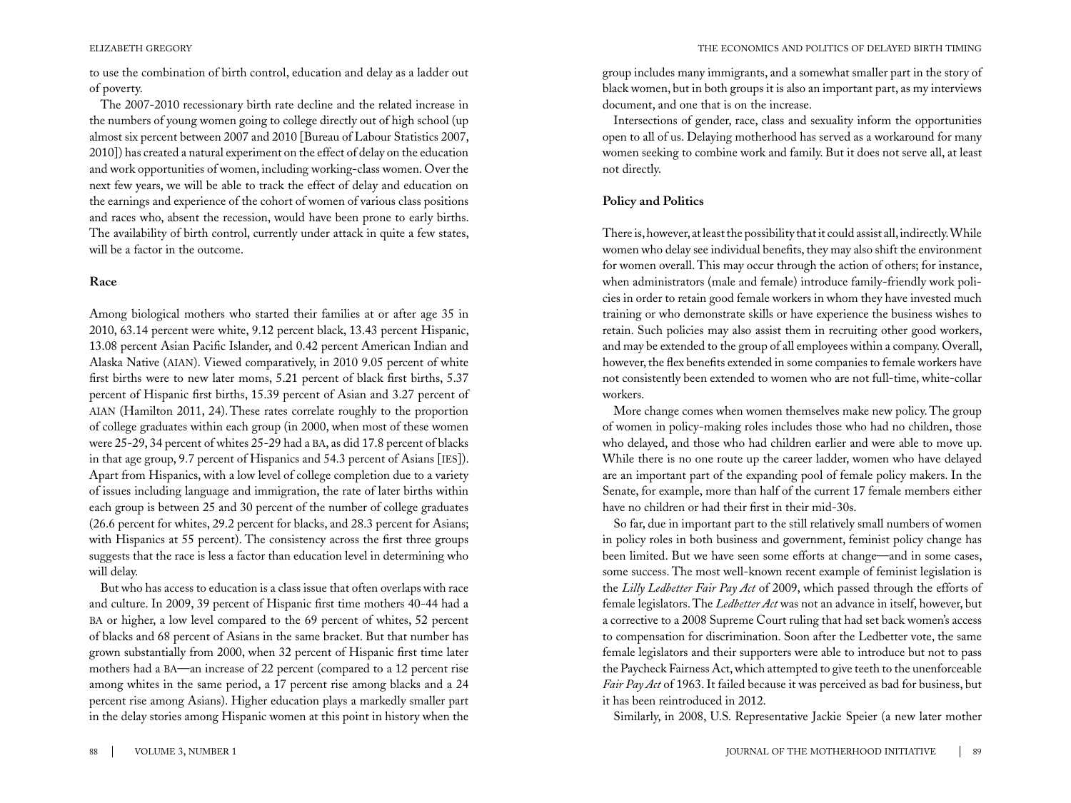to use the combination of birth control, education and delay as a ladder out of poverty.

The 2007-2010 recessionary birth rate decline and the related increase in the numbers of young women going to college directly out of high school (up almost six percent between 2007 and 2010 [Bureau of Labour Statistics 2007, 2010]) has created a natural experiment on the effect of delay on the education and work opportunities of women, including working-class women. Over the next few years, we will be able to track the effect of delay and education on the earnings and experience of the cohort of women of various class positions and races who, absent the recession, would have been prone to early births. The availability of birth control, currently under attack in quite a few states, will be a factor in the outcome.

## Race

Among biological mothers who started their families at or after age 35 in 2010, 63.14 percent were white, 9.12 percent black, 13.43 percent Hispanic, 13.08 percent Asian Pacific Islander, and 0.42 percent American Indian and Alaska Native (AIAN). Viewed comparatively, in 2010 9.05 percent of white first births were to new later moms, 5.21 percent of black first births, 5.37 percent of Hispanic first births, 15.39 percent of Asian and 3.27 percent of AIAN (Hamilton 2011, 24). These rates correlate roughly to the proportion of college graduates within each group (in 2000, when most of these women were 25-29, 34 percent of whites 25-29 had a BA, as did 17.8 percent of blacks in that age group, 9.7 percent of Hispanics and 54.3 percent of Asians [IES]). Apart from Hispanics, with a low level of college completion due to a variety of issues including language and immigration, the rate of later births within each group is between 25 and 30 percent of the number of college graduates (26.6 percent for whites, 29.2 percent for blacks, and 28.3 percent for Asians; with Hispanics at 55 percent). The consistency across the first three groups suggests that the race is less a factor than education level in determining who will delay.

But who has access to education is a class issue that often overlaps with race and culture. In 2009, 39 percent of Hispanic first time mothers 40-44 had a BA or higher, a low level compared to the 69 percent of whites, 52 percent of blacks and 68 percent of Asians in the same bracket. But that number has grown substantially from 2000, when 32 percent of Hispanic first time later mothers had a BA—an increase of 22 percent (compared to a 12 percent rise among whites in the same period, a 17 percent rise among blacks and a 24 percent rise among Asians). Higher education plays a markedly smaller part in the delay stories among Hispanic women at this point in history when the group includes many immigrants, and a somewhat smaller part in the story of black women, but in both groups it is also an important part, as my interviews document, and one that is on the increase.

Intersections of gender, race, class and sexuality inform the opportunities open to all of us. Delaying motherhood has served as a workaround for many women seeking to combine work and family. But it does not serve all, at least not directly.

## Policy and Politics

There is, however, at least the possibility that it could assist all, indirectly. While women who delay see individual benefits, they may also shift the environment for women overall. This may occur through the action of others; for instance, when administrators (male and female) introduce family-friendly work policies in order to retain good female workers in whom they have invested much training or who demonstrate skills or have experience the business wishes to retain. Such policies may also assist them in recruiting other good workers, and may be extended to the group of all employees within a company. Overall, however, the flex benefits extended in some companies to female workers have not consistently been extended to women who are not full-time, white-collar workers.

More change comes when women themselves make new policy. The group of women in policy-making roles includes those who had no children, those who delayed, and those who had children earlier and were able to move up. While there is no one route up the career ladder, women who have delayed are an important part of the expanding pool of female policy makers. In the Senate, for example, more than half of the current 17 female members either have no children or had their first in their mid-30s.

So far, due in important part to the still relatively small numbers of women in policy roles in both business and government, feminist policy change has been limited. But we have seen some efforts at change—and in some cases, some success. The most well-known recent example of feminist legislation is the *Lilly Ledbetter Fair Pay Act* of 2009, which passed through the efforts of female legislators. The *Ledbetter Act* was not an advance in itself, however, but a corrective to a 2008 Supreme Court ruling that had set back women's access to compensation for discrimination. Soon after the Ledbetter vote, the same female legislators and their supporters were able to introduce but not to pass the Paycheck Fairness Act, which attempted to give teeth to the unenforceable *Fair Pay Act* of 1963. It failed because it was perceived as bad for business, but it has been reintroduced in 2012.

Similarly, in 2008, U.S. Representative Jackie Speier (a new later mother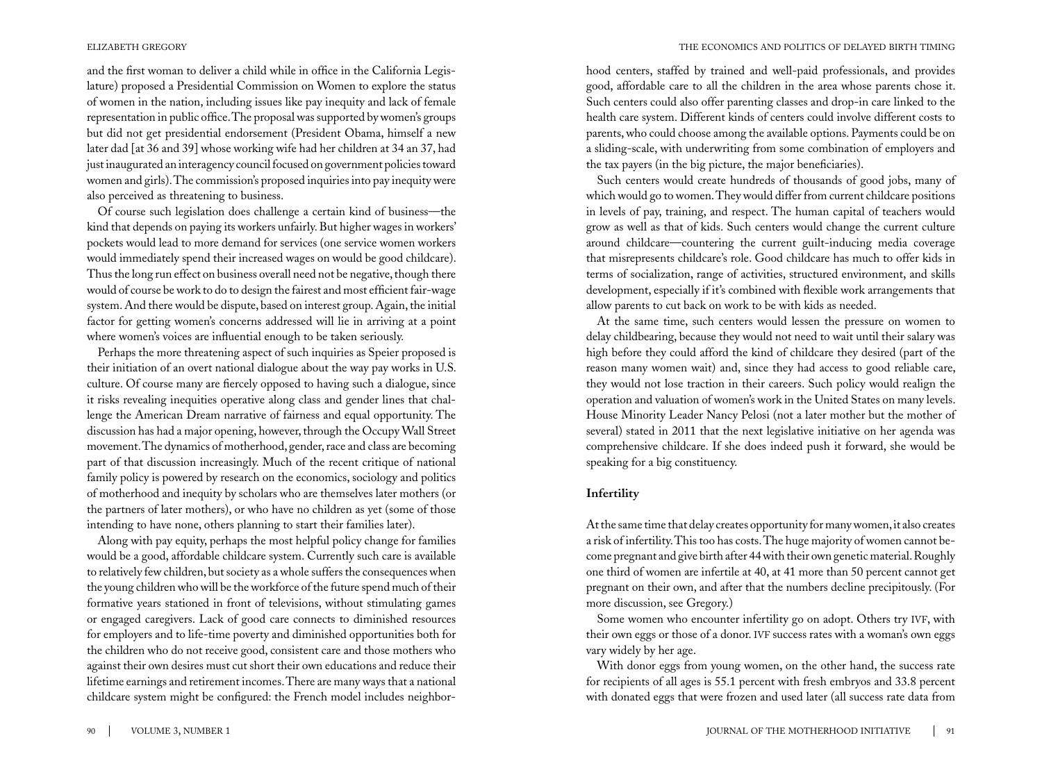and the first woman to deliver a child while in office in the California Legislature) proposed a Presidential Commission on Women to explore the status of women in the nation, including issues like pay inequity and lack of female representation in public office. The proposal was supported by women's groups but did not get presidential endorsement (President Obama, himself a new later dad [at 36 and 39] whose working wife had her children at 34 an 37, had just inaugurated an interagency council focused on government policies toward women and girls). The commission's proposed inquiries into pay inequity were also perceived as threatening to business.

Of course such legislation does challenge a certain kind of business—the kind that depends on paying its workers unfairly. But higher wages in workers' pockets would lead to more demand for services (one service women workers would immediately spend their increased wages on would be good childcare). Thus the long run effect on business overall need not be negative, though there would of course be work to do to design the fairest and most efficient fair-wage system. And there would be dispute, based on interest group. Again, the initial factor for getting women's concerns addressed will lie in arriving at a point where women's voices are influential enough to be taken seriously.

Perhaps the more threatening aspect of such inquiries as Speier proposed is their initiation of an overt national dialogue about the way pay works in U.S. culture. Of course many are fiercely opposed to having such a dialogue, since it risks revealing inequities operative along class and gender lines that challenge the American Dream narrative of fairness and equal opportunity. The discussion has had a major opening, however, through the Occupy Wall Street movement. The dynamics of motherhood, gender, race and class are becoming part of that discussion increasingly. Much of the recent critique of national family policy is powered by research on the economics, sociology and politics of motherhood and inequity by scholars who are themselves later mothers (or the partners of later mothers), or who have no children as yet (some of those intending to have none, others planning to start their families later).

Along with pay equity, perhaps the most helpful policy change for families would be a good, affordable childcare system. Currently such care is available to relatively few children, but society as a whole suffers the consequences when the young children who will be the workforce of the future spend much of their formative years stationed in front of televisions, without stimulating games or engaged caregivers. Lack of good care connects to diminished resources for employers and to life-time poverty and diminished opportunities both for the children who do not receive good, consistent care and those mothers who against their own desires must cut short their own educations and reduce their lifetime earnings and retirement incomes. There are many ways that a national childcare system might be configured: the French model includes neighborhood centers, staffed by trained and well-paid professionals, and provides good, affordable care to all the children in the area whose parents chose it. Such centers could also offer parenting classes and drop-in care linked to the health care system. Different kinds of centers could involve different costs to parents, who could choose among the available options. Payments could be on a sliding-scale, with underwriting from some combination of employers and the tax payers (in the big picture, the major beneficiaries).

Such centers would create hundreds of thousands of good jobs, many of which would go to women. They would differ from current childcare positions in levels of pay, training, and respect. The human capital of teachers would grow as well as that of kids. Such centers would change the current culture around childcare—countering the current guilt-inducing media coverage that misrepresents childcare's role. Good childcare has much to offer kids in terms of socialization, range of activities, structured environment, and skills development, especially if it's combined with flexible work arrangements that allow parents to cut back on work to be with kids as needed.

At the same time, such centers would lessen the pressure on women to delay childbearing, because they would not need to wait until their salary was high before they could afford the kind of childcare they desired (part of the reason many women wait) and, since they had access to good reliable care, they would not lose traction in their careers. Such policy would realign the operation and valuation of women's work in the United States on many levels. House Minority Leader Nancy Pelosi (not a later mother but the mother of several) stated in 2011 that the next legislative initiative on her agenda was comprehensive childcare. If she does indeed push it forward, she would be speaking for a big constituency.

### Infertility

At the same time that delay creates opportunity for many women, it also creates a risk of infertility. This too has costs. The huge majority of women cannot become pregnant and give birth after 44 with their own genetic material. Roughly one third of women are infertile at 40, at 41 more than 50 percent cannot get pregnant on their own, and after that the numbers decline precipitously. (For more discussion, see Gregory.)

Some women who encounter infertility go on adopt. Others try IVF, with their own eggs or those of a donor. IVF success rates with a woman's own eggs vary widely by her age.

With donor eggs from young women, on the other hand, the success rate for recipients of all ages is 55.1 percent with fresh embryos and 33.8 percent with donated eggs that were frozen and used later (all success rate data from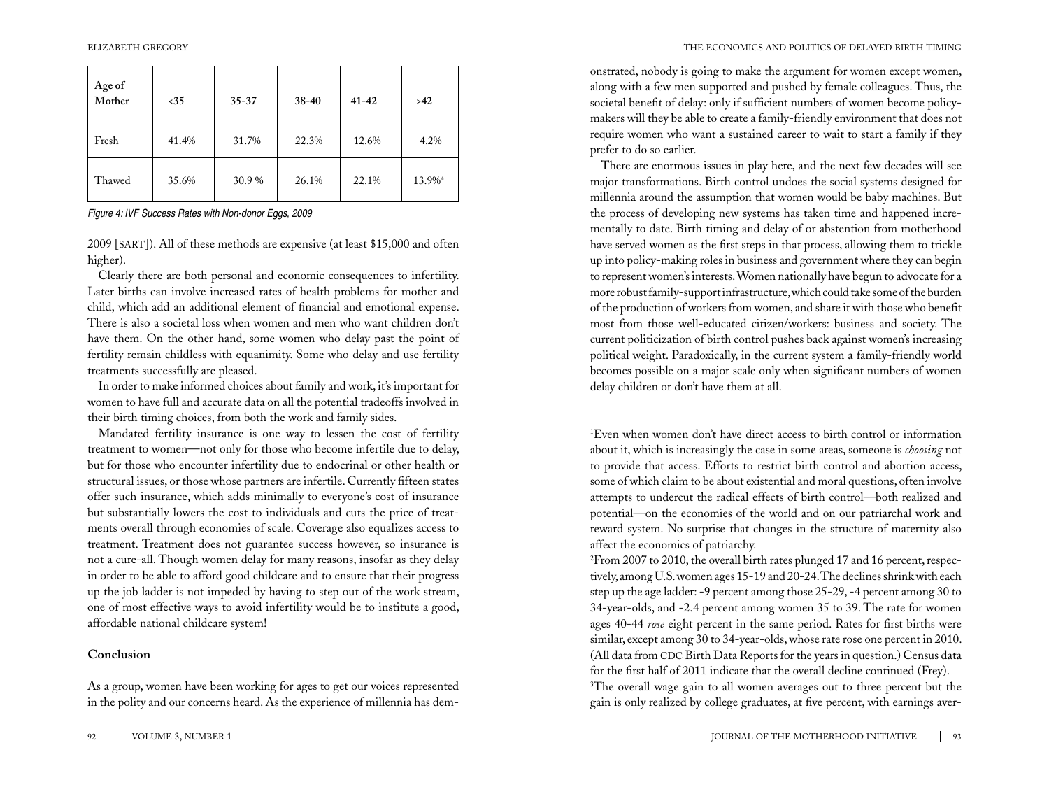| Age of Mother | <35 | 35-37 | 38-40 | 41-42 | >42 |
|---|---|---|---|---|---|
| Fresh | 41.4% | 31.7% | 22.3% | 12.6% | 4.2% |
| Thawed | 35.6% | 30.9 % | 26.1% | 22.1% | 13.9%[4] |

*Figure 4: IVF Success Rates with Non-donor Eggs, 2009*

2009 [SART]). All of these methods are expensive (at least $15,000 and often higher).

Clearly there are both personal and economic consequences to infertility. Later births can involve increased rates of health problems for mother and child, which add an additional element of financial and emotional expense. There is also a societal loss when women and men who want children don't have them. On the other hand, some women who delay past the point of fertility remain childless with equanimity. Some who delay and use fertility treatments successfully are pleased.

In order to make informed choices about family and work, it's important for women to have full and accurate data on all the potential tradeoffs involved in their birth timing choices, from both the work and family sides.

Mandated fertility insurance is one way to lessen the cost of fertility treatment to women—not only for those who become infertile due to delay, but for those who encounter infertility due to endocrinal or other health or structural issues, or those whose partners are infertile. Currently fifteen states offer such insurance, which adds minimally to everyone's cost of insurance but substantially lowers the cost to individuals and cuts the price of treatments overall through economies of scale. Coverage also equalizes access to treatment. Treatment does not guarantee success however, so insurance is not a cure-all. Though women delay for many reasons, insofar as they delay in order to be able to afford good childcare and to ensure that their progress up the job ladder is not impeded by having to step out of the work stream, one of most effective ways to avoid infertility would be to institute a good, affordable national childcare system!

## Conclusion

As a group, women have been working for ages to get our voices represented in the polity and our concerns heard. As the experience of millennia has demonstrated, nobody is going to make the argument for women except women, along with a few men supported and pushed by female colleagues. Thus, the societal benefit of delay: only if sufficient numbers of women become policy-makers will they be able to create a family-friendly environment that does not require women who want a sustained career to wait to start a family if they prefer to do so earlier.

There are enormous issues in play here, and the next few decades will see major transformations. Birth control undoes the social systems designed for millennia around the assumption that women would be baby machines. But the process of developing new systems has taken time and happened incrementally to date. Birth timing and delay of or abstention from motherhood have served women as the first steps in that process, allowing them to trickle up into policy-making roles in business and government where they can begin to represent women's interests. Women nationally have begun to advocate for a more robust family-support infrastructure, which could take some of the burden of the production of workers from women, and share it with those who benefit most from those well-educated citizen/workers: business and society. The current politicization of birth control pushes back against women's increasing political weight. Paradoxically, in the current system a family-friendly world becomes possible on a major scale only when significant numbers of women delay children or don't have them at all.

[1]Even when women don't have direct access to birth control or information about it, which is increasingly the case in some areas, someone is *choosing* not to provide that access. Efforts to restrict birth control and abortion access, some of which claim to be about existential and moral questions, often involve attempts to undercut the radical effects of birth control—both realized and potential—on the economies of the world and on our patriarchal work and reward system. No surprise that changes in the structure of maternity also affect the economics of patriarchy.

[2]From 2007 to 2010, the overall birth rates plunged 17 and 16 percent, respectively, among U.S. women ages 15-19 and 20-24. The declines shrink with each step up the age ladder: -9 percent among those 25-29, -4 percent among 30 to 34-year-olds, and -2.4 percent among women 35 to 39. The rate for women ages 40-44 *rose* eight percent in the same period. Rates for first births were similar, except among 30 to 34-year-olds, whose rate rose one percent in 2010. (All data from CDC Birth Data Reports for the years in question.) Census data for the first half of 2011 indicate that the overall decline continued (Frey).

[3]The overall wage gain to all women averages out to three percent but the gain is only realized by college graduates, at five percent, with earnings aver-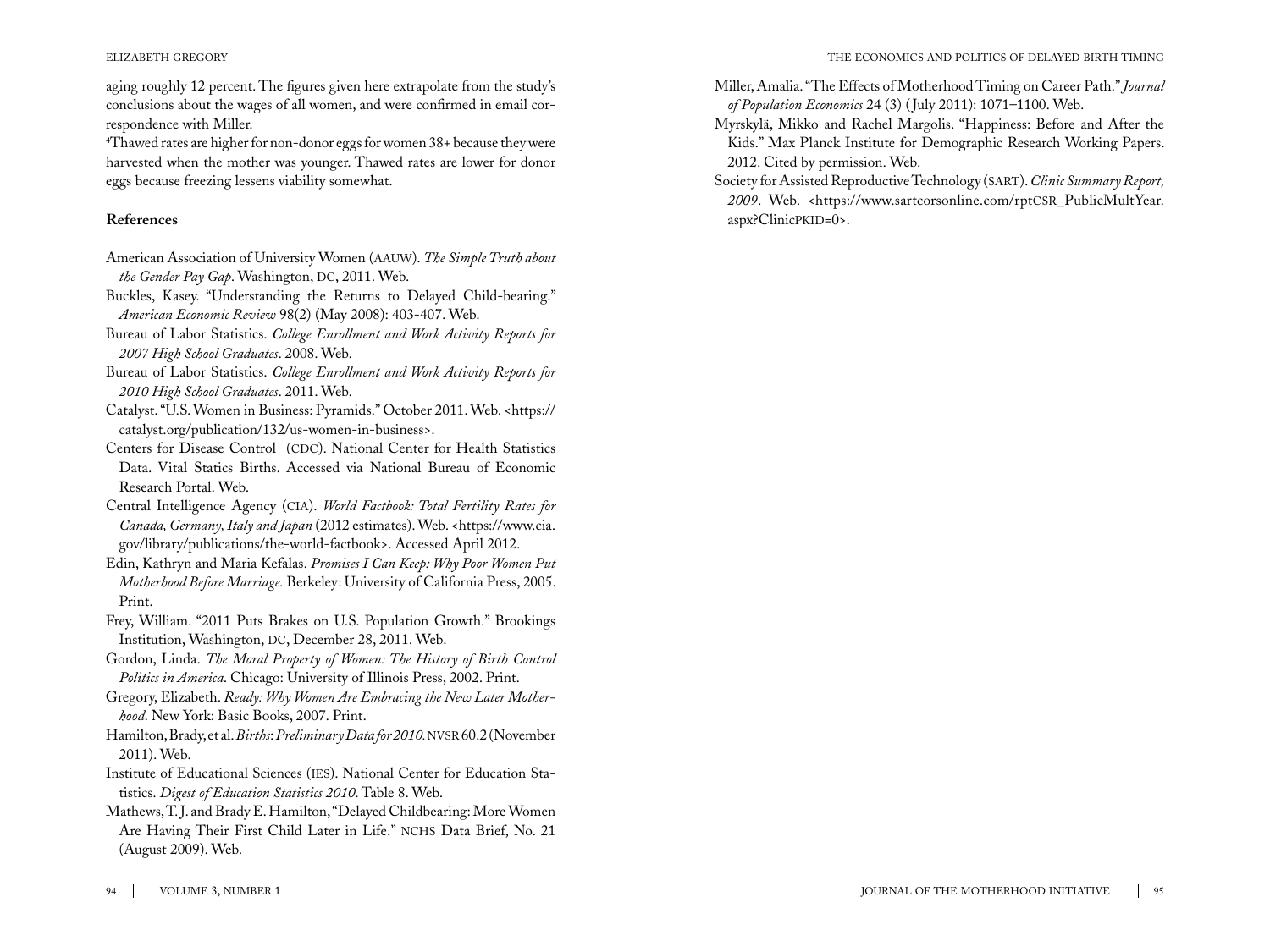aging roughly 12 percent. The figures given here extrapolate from the study's conclusions about the wages of all women, and were confirmed in email correspondence with Miller.

[4]Thawed rates are higher for non-donor eggs for women 38+ because they were harvested when the mother was younger. Thawed rates are lower for donor eggs because freezing lessens viability somewhat.

## References

American Association of University Women (AAUW). *The Simple Truth about the Gender Pay Gap*. Washington, DC, 2011. Web.

Buckles, Kasey. "Understanding the Returns to Delayed Child-bearing." *American Economic Review* 98(2) (May 2008): 403-407. Web.

Bureau of Labor Statistics. *College Enrollment and Work Activity Reports for 2007 High School Graduates*. 2008. Web.

Bureau of Labor Statistics. *College Enrollment and Work Activity Reports for 2010 High School Graduates*. 2011. Web.

Catalyst. "U.S. Women in Business: Pyramids." October 2011. Web. <https://catalyst.org/publication/132/us-women-in-business>.

Centers for Disease Control (CDC). National Center for Health Statistics Data. Vital Statics Births. Accessed via National Bureau of Economic Research Portal. Web.

Central Intelligence Agency (CIA). *World Factbook: Total Fertility Rates for Canada, Germany, Italy and Japan* (2012 estimates). Web. <https://www.cia.gov/library/publications/the-world-factbook>. Accessed April 2012.

Edin, Kathryn and Maria Kefalas. *Promises I Can Keep: Why Poor Women Put Motherhood Before Marriage.* Berkeley: University of California Press, 2005. Print.

Frey, William. "2011 Puts Brakes on U.S. Population Growth." Brookings Institution, Washington, DC, December 28, 2011. Web.

Gordon, Linda. *The Moral Property of Women: The History of Birth Control Politics in America*. Chicago: University of Illinois Press, 2002. Print.

Gregory, Elizabeth. *Ready: Why Women Are Embracing the New Later Motherhood*. New York: Basic Books, 2007. Print.

Hamilton, Brady, et al. *Births: Preliminary Data for 2010.* NVSR 60.2 (November 2011). Web.

Institute of Educational Sciences (IES). National Center for Education Statistics. *Digest of Education Statistics 2010*. Table 8. Web.

Mathews, T. J. and Brady E. Hamilton, "Delayed Childbearing: More Women Are Having Their First Child Later in Life." NCHS Data Brief, No. 21 (August 2009). Web.

Miller, Amalia. "The Effects of Motherhood Timing on Career Path." *Journal of Population Economics* 24 (3) (July 2011): 1071–1100. Web.

Myrskylä, Mikko and Rachel Margolis. "Happiness: Before and After the Kids." Max Planck Institute for Demographic Research Working Papers. 2012. Cited by permission. Web.

Society for Assisted Reproductive Technology (SART). *Clinic Summary Report, 2009*. Web. <https://www.sartcorsonline.com/rptCSR_PublicMultYear.aspx?ClinicPKID=0>.